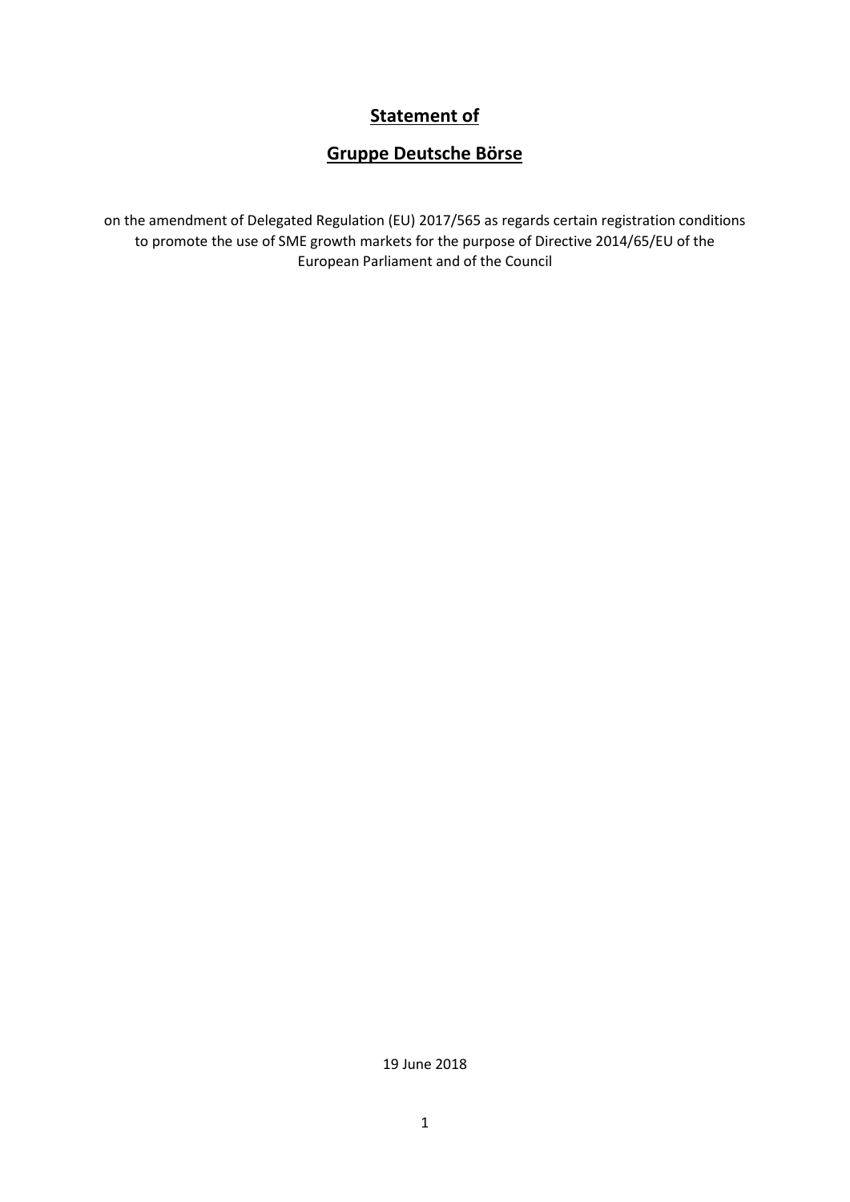# Statement of

# Gruppe Deutsche Börse

on the amendment of Delegated Regulation (EU) 2017/565 as regards certain registration conditions to promote the use of SME growth markets for the purpose of Directive 2014/65/EU of the European Parliament and of the Council

19 June 2018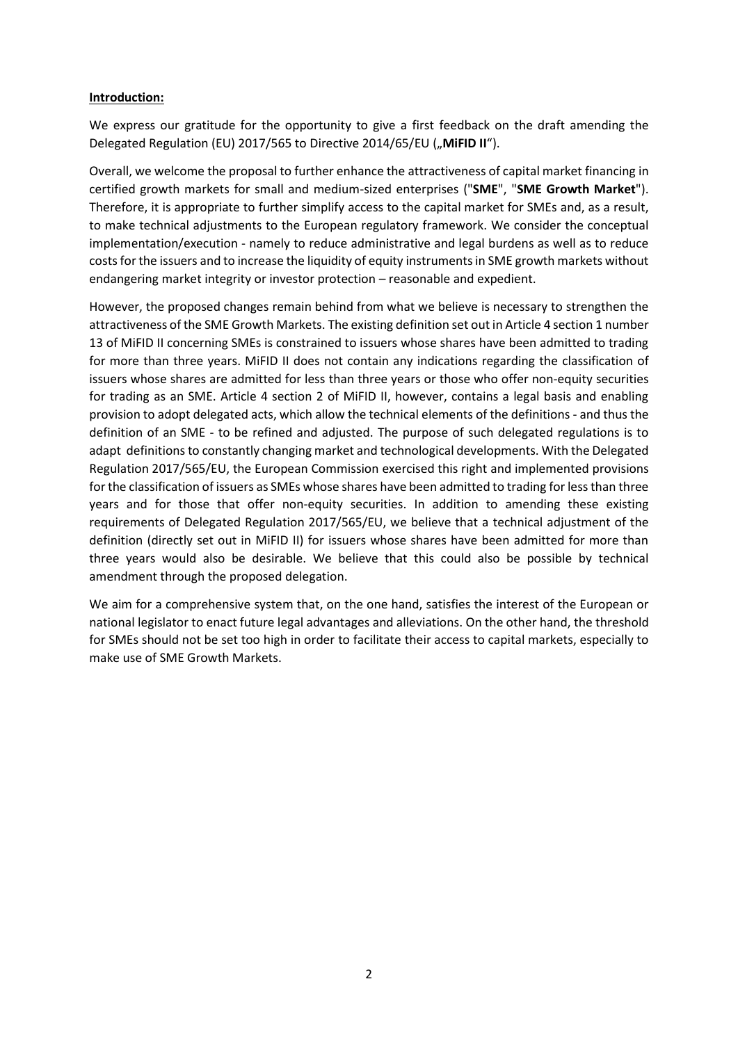**Introduction:**

We express our gratitude for the opportunity to give a first feedback on the draft amending the Delegated Regulation (EU) 2017/565 to Directive 2014/65/EU („**MiFID II**").

Overall, we welcome the proposal to further enhance the attractiveness of capital market financing in certified growth markets for small and medium-sized enterprises ("**SME**", "**SME Growth Market**"). Therefore, it is appropriate to further simplify access to the capital market for SMEs and, as a result, to make technical adjustments to the European regulatory framework. We consider the conceptual implementation/execution - namely to reduce administrative and legal burdens as well as to reduce costs for the issuers and to increase the liquidity of equity instruments in SME growth markets without endangering market integrity or investor protection – reasonable and expedient.

However, the proposed changes remain behind from what we believe is necessary to strengthen the attractiveness of the SME Growth Markets. The existing definition set out in Article 4 section 1 number 13 of MiFID II concerning SMEs is constrained to issuers whose shares have been admitted to trading for more than three years. MiFID II does not contain any indications regarding the classification of issuers whose shares are admitted for less than three years or those who offer non-equity securities for trading as an SME. Article 4 section 2 of MiFID II, however, contains a legal basis and enabling provision to adopt delegated acts, which allow the technical elements of the definitions - and thus the definition of an SME - to be refined and adjusted. The purpose of such delegated regulations is to adapt definitions to constantly changing market and technological developments. With the Delegated Regulation 2017/565/EU, the European Commission exercised this right and implemented provisions for the classification of issuers as SMEs whose shares have been admitted to trading for less than three years and for those that offer non-equity securities. In addition to amending these existing requirements of Delegated Regulation 2017/565/EU, we believe that a technical adjustment of the definition (directly set out in MiFID II) for issuers whose shares have been admitted for more than three years would also be desirable. We believe that this could also be possible by technical amendment through the proposed delegation.

We aim for a comprehensive system that, on the one hand, satisfies the interest of the European or national legislator to enact future legal advantages and alleviations. On the other hand, the threshold for SMEs should not be set too high in order to facilitate their access to capital markets, especially to make use of SME Growth Markets.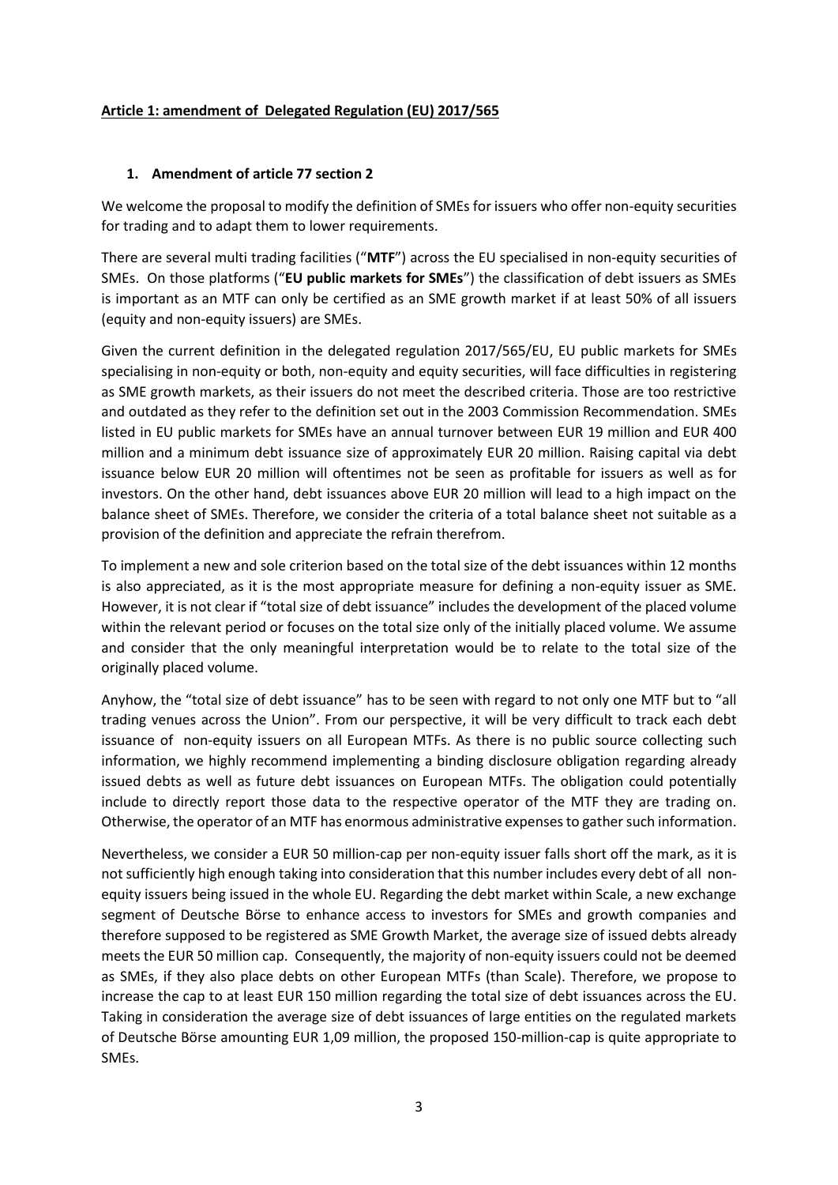## Article 1: amendment of Delegated Regulation (EU) 2017/565

### 1. Amendment of article 77 section 2

We welcome the proposal to modify the definition of SMEs for issuers who offer non-equity securities for trading and to adapt them to lower requirements.

There are several multi trading facilities ("**MTF**") across the EU specialised in non-equity securities of SMEs. On those platforms ("**EU public markets for SMEs**") the classification of debt issuers as SMEs is important as an MTF can only be certified as an SME growth market if at least 50% of all issuers (equity and non-equity issuers) are SMEs.

Given the current definition in the delegated regulation 2017/565/EU, EU public markets for SMEs specialising in non-equity or both, non-equity and equity securities, will face difficulties in registering as SME growth markets, as their issuers do not meet the described criteria. Those are too restrictive and outdated as they refer to the definition set out in the 2003 Commission Recommendation. SMEs listed in EU public markets for SMEs have an annual turnover between EUR 19 million and EUR 400 million and a minimum debt issuance size of approximately EUR 20 million. Raising capital via debt issuance below EUR 20 million will oftentimes not be seen as profitable for issuers as well as for investors. On the other hand, debt issuances above EUR 20 million will lead to a high impact on the balance sheet of SMEs. Therefore, we consider the criteria of a total balance sheet not suitable as a provision of the definition and appreciate the refrain therefrom.

To implement a new and sole criterion based on the total size of the debt issuances within 12 months is also appreciated, as it is the most appropriate measure for defining a non-equity issuer as SME. However, it is not clear if "total size of debt issuance" includes the development of the placed volume within the relevant period or focuses on the total size only of the initially placed volume. We assume and consider that the only meaningful interpretation would be to relate to the total size of the originally placed volume.

Anyhow, the "total size of debt issuance" has to be seen with regard to not only one MTF but to "all trading venues across the Union". From our perspective, it will be very difficult to track each debt issuance of non-equity issuers on all European MTFs. As there is no public source collecting such information, we highly recommend implementing a binding disclosure obligation regarding already issued debts as well as future debt issuances on European MTFs. The obligation could potentially include to directly report those data to the respective operator of the MTF they are trading on. Otherwise, the operator of an MTF has enormous administrative expenses to gather such information.

Nevertheless, we consider a EUR 50 million-cap per non-equity issuer falls short off the mark, as it is not sufficiently high enough taking into consideration that this number includes every debt of all non-equity issuers being issued in the whole EU. Regarding the debt market within Scale, a new exchange segment of Deutsche Börse to enhance access to investors for SMEs and growth companies and therefore supposed to be registered as SME Growth Market, the average size of issued debts already meets the EUR 50 million cap. Consequently, the majority of non-equity issuers could not be deemed as SMEs, if they also place debts on other European MTFs (than Scale). Therefore, we propose to increase the cap to at least EUR 150 million regarding the total size of debt issuances across the EU. Taking in consideration the average size of debt issuances of large entities on the regulated markets of Deutsche Börse amounting EUR 1,09 million, the proposed 150-million-cap is quite appropriate to SMEs.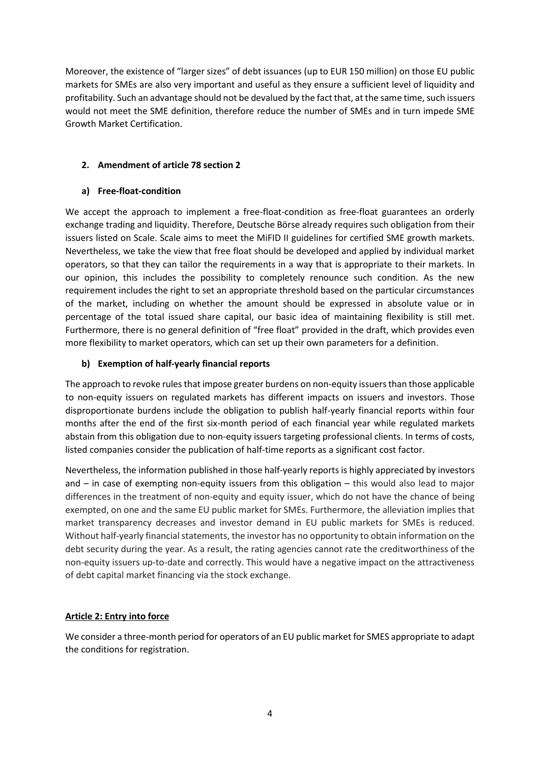Moreover, the existence of "larger sizes" of debt issuances (up to EUR 150 million) on those EU public markets for SMEs are also very important and useful as they ensure a sufficient level of liquidity and profitability. Such an advantage should not be devalued by the fact that, at the same time, such issuers would not meet the SME definition, therefore reduce the number of SMEs and in turn impede SME Growth Market Certification.

## 2. Amendment of article 78 section 2

### a) Free-float-condition

We accept the approach to implement a free-float-condition as free-float guarantees an orderly exchange trading and liquidity. Therefore, Deutsche Börse already requires such obligation from their issuers listed on Scale. Scale aims to meet the MiFID II guidelines for certified SME growth markets. Nevertheless, we take the view that free float should be developed and applied by individual market operators, so that they can tailor the requirements in a way that is appropriate to their markets. In our opinion, this includes the possibility to completely renounce such condition. As the new requirement includes the right to set an appropriate threshold based on the particular circumstances of the market, including on whether the amount should be expressed in absolute value or in percentage of the total issued share capital, our basic idea of maintaining flexibility is still met. Furthermore, there is no general definition of "free float" provided in the draft, which provides even more flexibility to market operators, which can set up their own parameters for a definition.

### b) Exemption of half-yearly financial reports

The approach to revoke rules that impose greater burdens on non-equity issuers than those applicable to non-equity issuers on regulated markets has different impacts on issuers and investors. Those disproportionate burdens include the obligation to publish half-yearly financial reports within four months after the end of the first six-month period of each financial year while regulated markets abstain from this obligation due to non-equity issuers targeting professional clients. In terms of costs, listed companies consider the publication of half-time reports as a significant cost factor.

Nevertheless, the information published in those half-yearly reports is highly appreciated by investors and – in case of exempting non-equity issuers from this obligation – this would also lead to major differences in the treatment of non-equity and equity issuer, which do not have the chance of being exempted, on one and the same EU public market for SMEs. Furthermore, the alleviation implies that market transparency decreases and investor demand in EU public markets for SMEs is reduced. Without half-yearly financial statements, the investor has no opportunity to obtain information on the debt security during the year. As a result, the rating agencies cannot rate the creditworthiness of the non-equity issuers up-to-date and correctly. This would have a negative impact on the attractiveness of debt capital market financing via the stock exchange.

## Article 2: Entry into force

We consider a three-month period for operators of an EU public market for SMES appropriate to adapt the conditions for registration.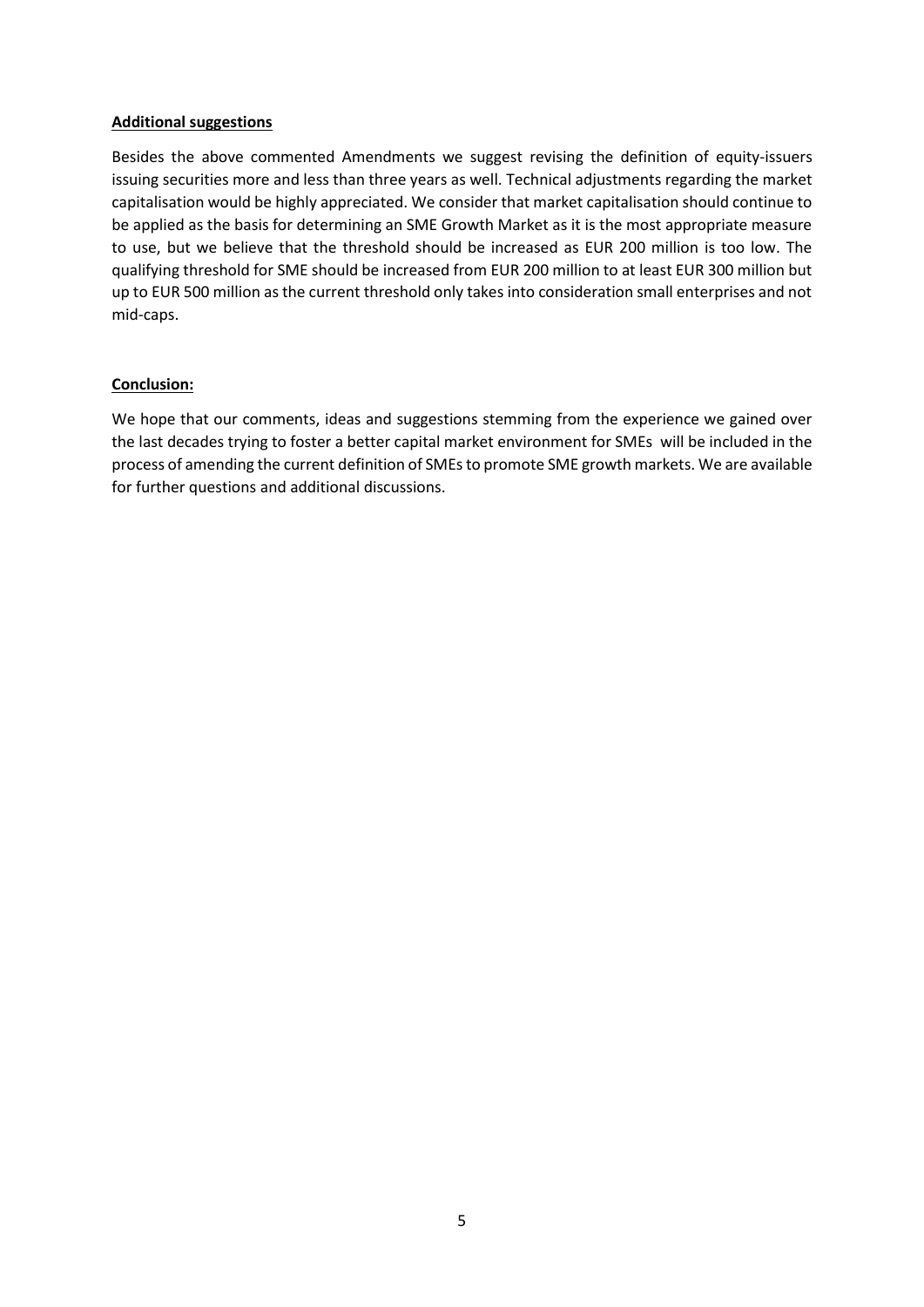**Additional suggestions**

Besides the above commented Amendments we suggest revising the definition of equity-issuers issuing securities more and less than three years as well. Technical adjustments regarding the market capitalisation would be highly appreciated. We consider that market capitalisation should continue to be applied as the basis for determining an SME Growth Market as it is the most appropriate measure to use, but we believe that the threshold should be increased as EUR 200 million is too low. The qualifying threshold for SME should be increased from EUR 200 million to at least EUR 300 million but up to EUR 500 million as the current threshold only takes into consideration small enterprises and not mid-caps.

**Conclusion:**

We hope that our comments, ideas and suggestions stemming from the experience we gained over the last decades trying to foster a better capital market environment for SMEs will be included in the process of amending the current definition of SMEs to promote SME growth markets. We are available for further questions and additional discussions.